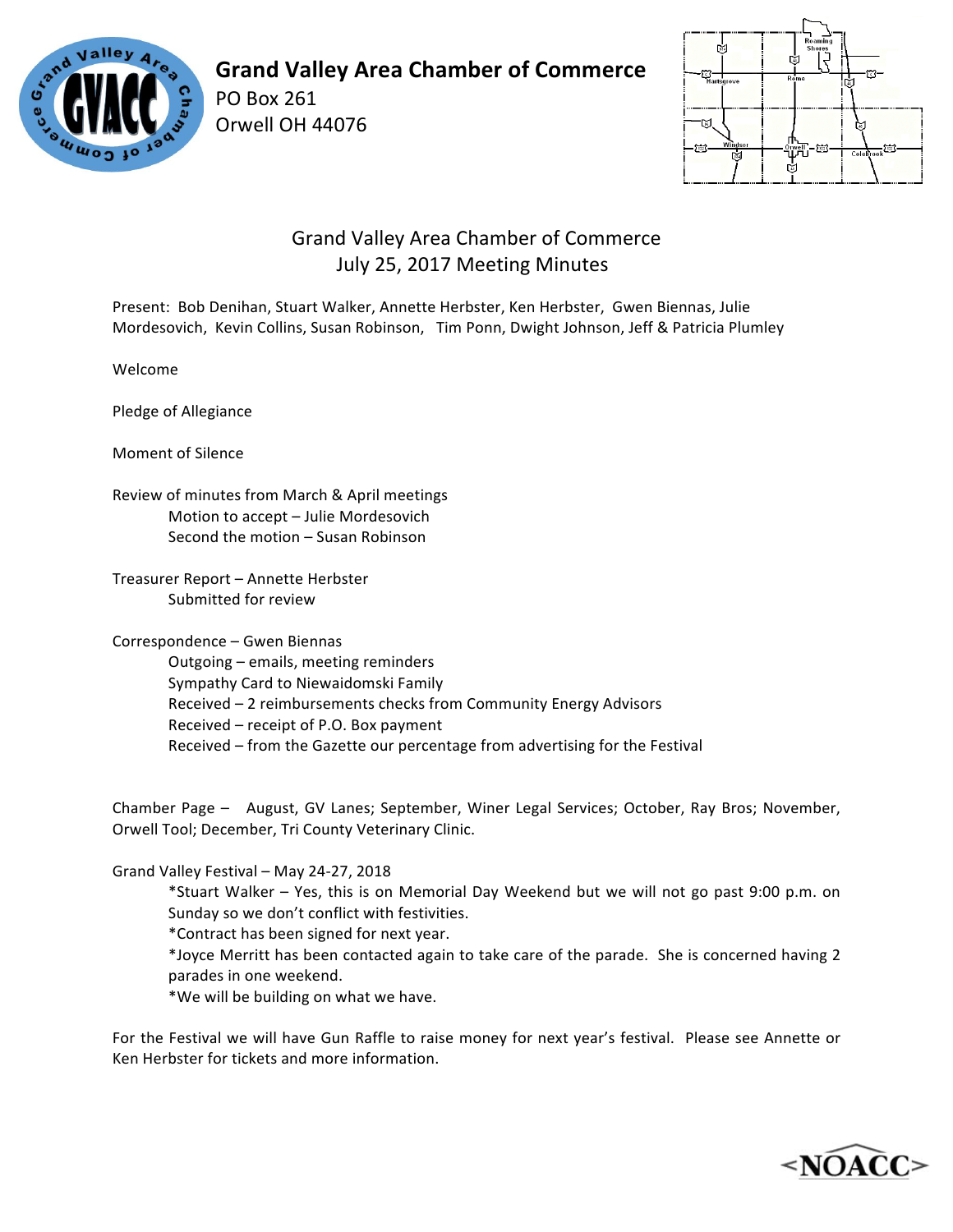# Grand Valley Area Chamber of Commerce

PO Box 261
Orwell OH 44076

## Grand Valley Area Chamber of Commerce
## July 25, 2017 Meeting Minutes

Present: Bob Denihan, Stuart Walker, Annette Herbster, Ken Herbster, Gwen Biennas, Julie Mordesovich, Kevin Collins, Susan Robinson, Tim Ponn, Dwight Johnson, Jeff & Patricia Plumley

Welcome

Pledge of Allegiance

Moment of Silence

Review of minutes from March & April meetings
- Motion to accept – Julie Mordesovich
- Second the motion – Susan Robinson

Treasurer Report – Annette Herbster
- Submitted for review

Correspondence – Gwen Biennas
- Outgoing – emails, meeting reminders
- Sympathy Card to Niewaidomski Family
- Received – 2 reimbursements checks from Community Energy Advisors
- Received – receipt of P.O. Box payment
- Received – from the Gazette our percentage from advertising for the Festival

Chamber Page – August, GV Lanes; September, Winer Legal Services; October, Ray Bros; November, Orwell Tool; December, Tri County Veterinary Clinic.

Grand Valley Festival – May 24-27, 2018
- *Stuart Walker – Yes, this is on Memorial Day Weekend but we will not go past 9:00 p.m. on Sunday so we don't conflict with festivities.
- *Contract has been signed for next year.
- *Joyce Merritt has been contacted again to take care of the parade. She is concerned having 2 parades in one weekend.
- *We will be building on what we have.

For the Festival we will have Gun Raffle to raise money for next year's festival. Please see Annette or Ken Herbster for tickets and more information.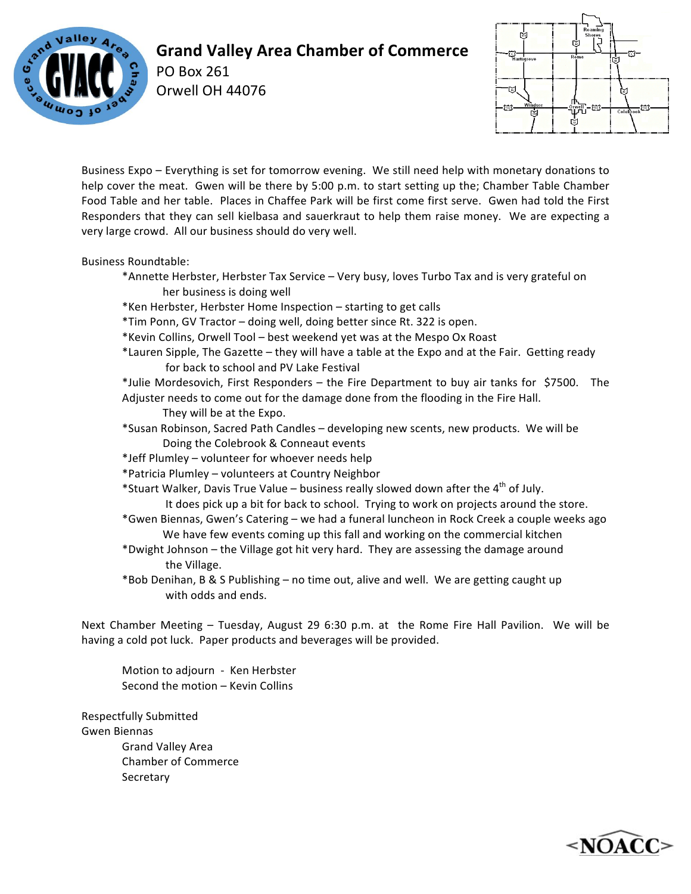## Grand Valley Area Chamber of Commerce

PO Box 261
Orwell OH 44076

Business Expo – Everything is set for tomorrow evening. We still need help with monetary donations to help cover the meat. Gwen will be there by 5:00 p.m. to start setting up the; Chamber Table Chamber Food Table and her table. Places in Chaffee Park will be first come first serve. Gwen had told the First Responders that they can sell kielbasa and sauerkraut to help them raise money. We are expecting a very large crowd. All our business should do very well.

Business Roundtable:

*Annette Herbster, Herbster Tax Service – Very busy, loves Turbo Tax and is very grateful on her business is doing well
*Ken Herbster, Herbster Home Inspection – starting to get calls
*Tim Ponn, GV Tractor – doing well, doing better since Rt. 322 is open.
*Kevin Collins, Orwell Tool – best weekend yet was at the Mespo Ox Roast
*Lauren Sipple, The Gazette – they will have a table at the Expo and at the Fair. Getting ready for back to school and PV Lake Festival
*Julie Mordesovich, First Responders – the Fire Department to buy air tanks for $7500. The Adjuster needs to come out for the damage done from the flooding in the Fire Hall. They will be at the Expo.
*Susan Robinson, Sacred Path Candles – developing new scents, new products. We will be Doing the Colebrook & Conneaut events
*Jeff Plumley – volunteer for whoever needs help
*Patricia Plumley – volunteers at Country Neighbor
*Stuart Walker, Davis True Value – business really slowed down after the 4th of July. It does pick up a bit for back to school. Trying to work on projects around the store.
*Gwen Biennas, Gwen's Catering – we had a funeral luncheon in Rock Creek a couple weeks ago We have few events coming up this fall and working on the commercial kitchen
*Dwight Johnson – the Village got hit very hard. They are assessing the damage around the Village.
*Bob Denihan, B & S Publishing – no time out, alive and well. We are getting caught up with odds and ends.

Next Chamber Meeting – Tuesday, August 29 6:30 p.m. at the Rome Fire Hall Pavilion. We will be having a cold pot luck. Paper products and beverages will be provided.

Motion to adjourn - Ken Herbster
Second the motion – Kevin Collins

Respectfully Submitted
Gwen Biennas
Grand Valley Area
Chamber of Commerce
Secretary